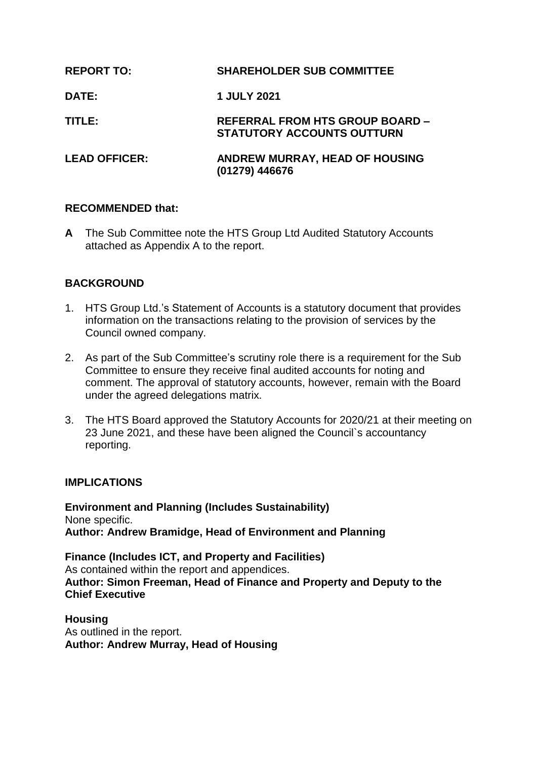| | |
|---|---|
| **REPORT TO:** | **SHAREHOLDER SUB COMMITTEE** |
| **DATE:** | **1 JULY 2021** |
| **TITLE:** | **REFERRAL FROM HTS GROUP BOARD – STATUTORY ACCOUNTS OUTTURN** |
| **LEAD OFFICER:** | **ANDREW MURRAY, HEAD OF HOUSING (01279) 446676** |

**RECOMMENDED that:**

**A** The Sub Committee note the HTS Group Ltd Audited Statutory Accounts attached as Appendix A to the report.

## BACKGROUND

1. HTS Group Ltd.'s Statement of Accounts is a statutory document that provides information on the transactions relating to the provision of services by the Council owned company.
2. As part of the Sub Committee's scrutiny role there is a requirement for the Sub Committee to ensure they receive final audited accounts for noting and comment. The approval of statutory accounts, however, remain with the Board under the agreed delegations matrix.
3. The HTS Board approved the Statutory Accounts for 2020/21 at their meeting on 23 June 2021, and these have been aligned the Council`s accountancy reporting.

## IMPLICATIONS

**Environment and Planning (Includes Sustainability)**
None specific.
**Author: Andrew Bramidge, Head of Environment and Planning**

**Finance (Includes ICT, and Property and Facilities)**
As contained within the report and appendices.
**Author: Simon Freeman, Head of Finance and Property and Deputy to the Chief Executive**

**Housing**
As outlined in the report.
**Author: Andrew Murray, Head of Housing**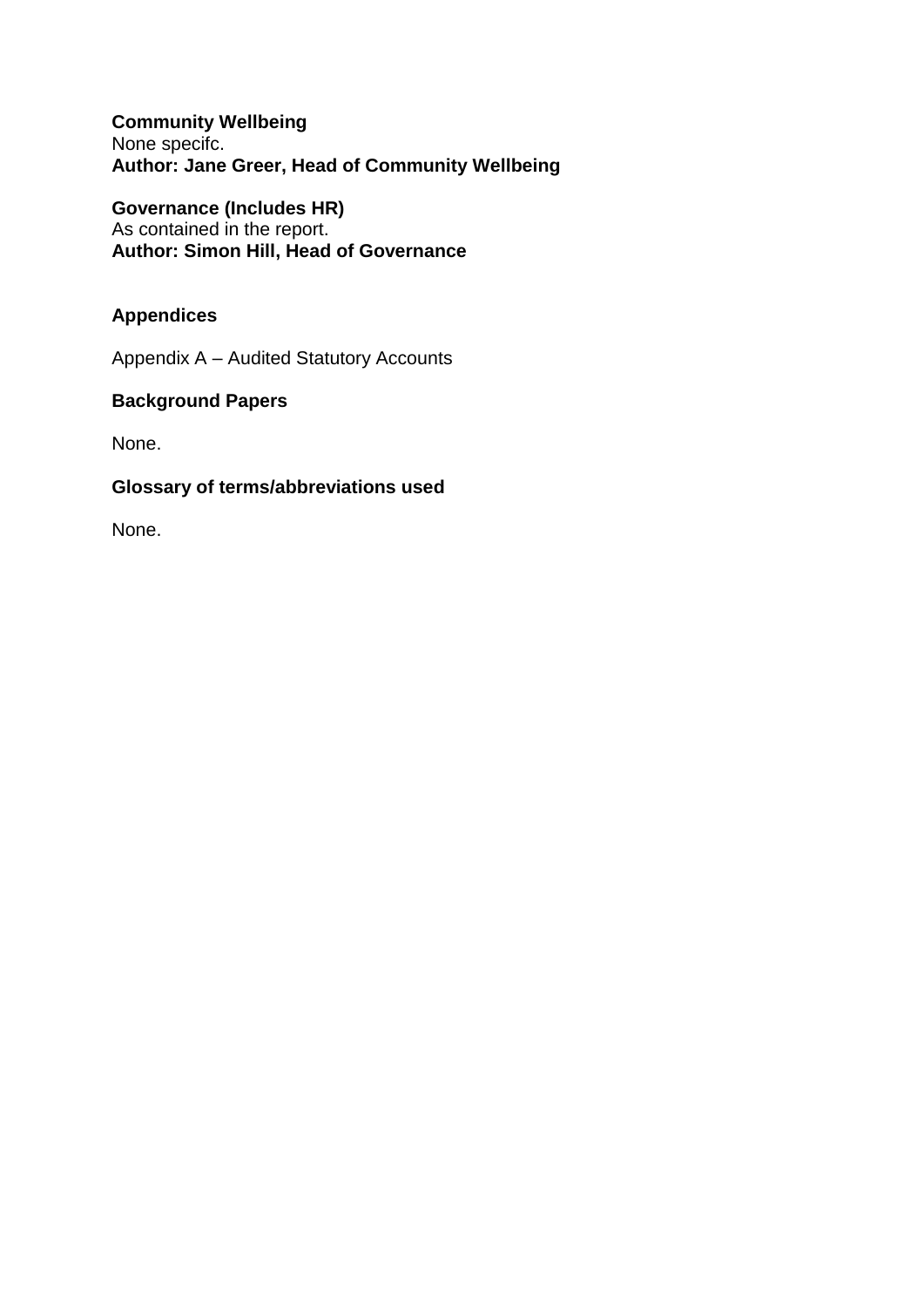**Community Wellbeing**
None specifc.
**Author: Jane Greer, Head of Community Wellbeing**

**Governance (Includes HR)**
As contained in the report.
**Author: Simon Hill, Head of Governance**

## Appendices

Appendix A – Audited Statutory Accounts

## Background Papers

None.

## Glossary of terms/abbreviations used

None.